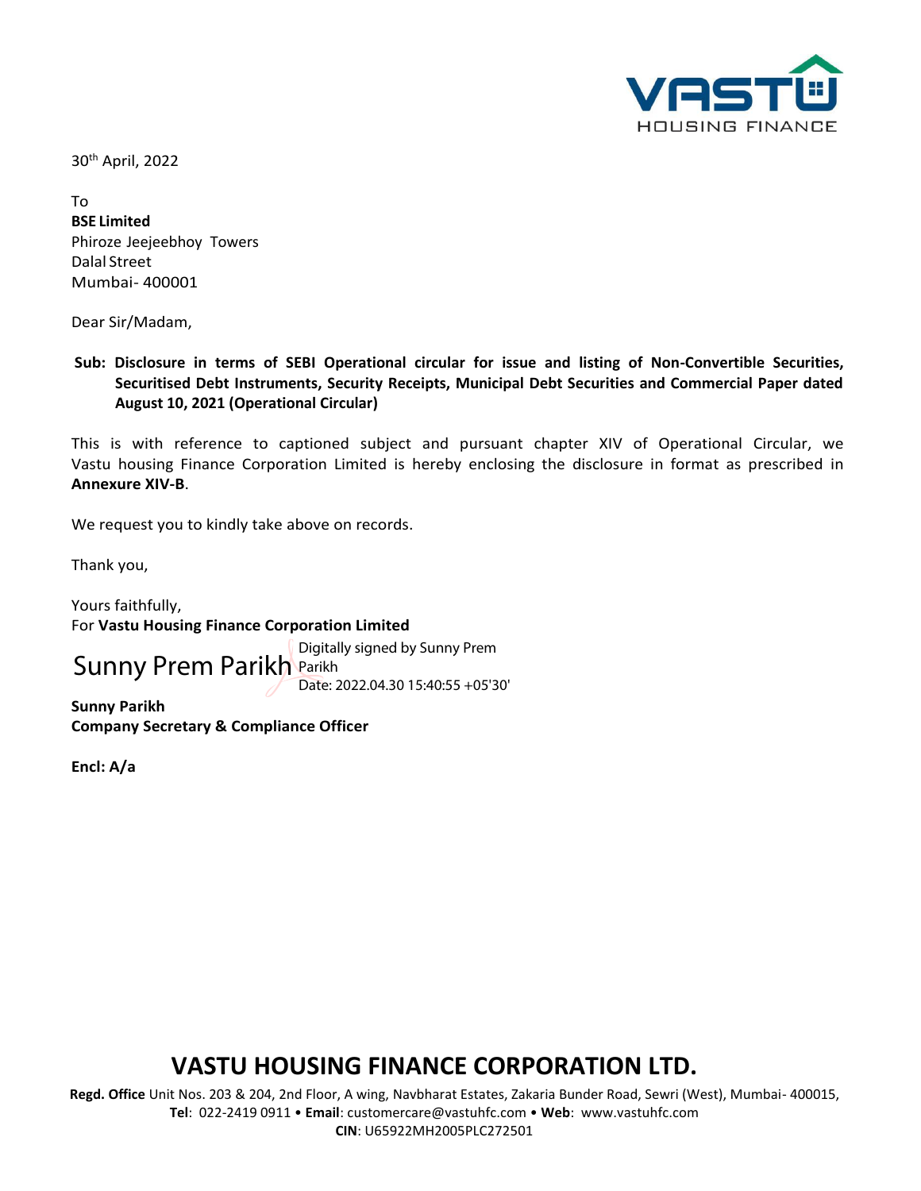VASTU HOUSING FINANCE

30th April, 2022

To
**BSE Limited**
Phiroze Jeejeebhoy Towers
Dalal Street
Mumbai- 400001

Dear Sir/Madam,

**Sub: Disclosure in terms of SEBI Operational circular for issue and listing of Non-Convertible Securities, Securitised Debt Instruments, Security Receipts, Municipal Debt Securities and Commercial Paper dated August 10, 2021 (Operational Circular)**

This is with reference to captioned subject and pursuant chapter XIV of Operational Circular, we Vastu housing Finance Corporation Limited is hereby enclosing the disclosure in format as prescribed in **Annexure XIV-B**.

We request you to kindly take above on records.

Thank you,

Yours faithfully,
For **Vastu Housing Finance Corporation Limited**

Sunny Prem Parikh
Digitally signed by Sunny Prem Parikh
Date: 2022.04.30 15:40:55 +05'30'

**Sunny Parikh**
**Company Secretary & Compliance Officer**

**Encl: A/a**

**VASTU HOUSING FINANCE CORPORATION LTD.**

**Regd. Office** Unit Nos. 203 & 204, 2nd Floor, A wing, Navbharat Estates, Zakaria Bunder Road, Sewri (West), Mumbai- 400015,
**Tel**: 022-2419 0911 • **Email**: customercare@vastuhfc.com • **Web**: www.vastuhfc.com
**CIN**: U65922MH2005PLC272501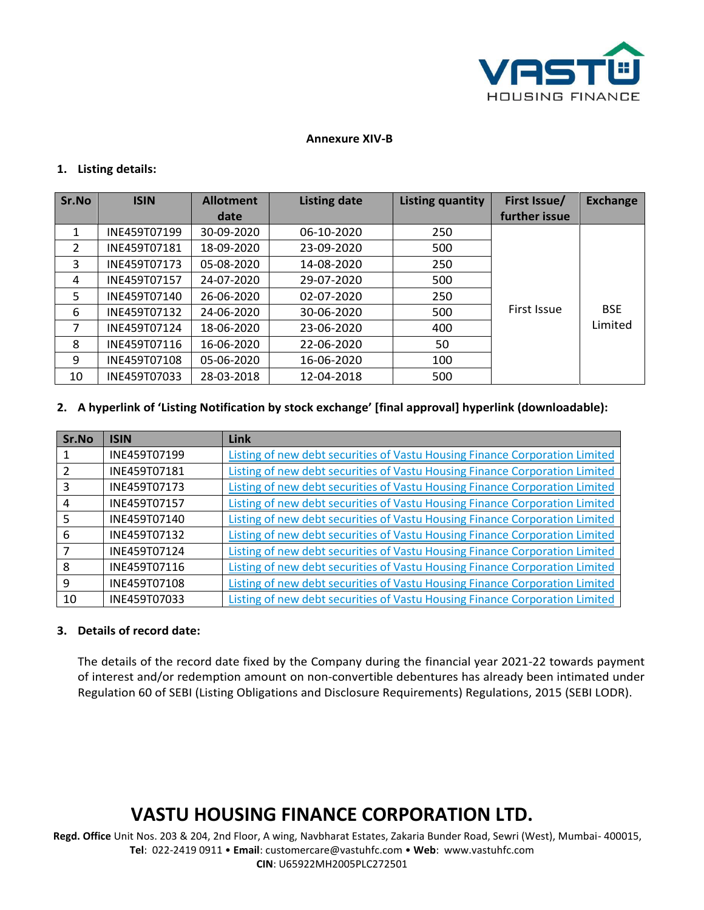**Annexure XIV-B**

1. **Listing details:**

| Sr.No | ISIN | Allotment date | Listing date | Listing quantity | First Issue/ further issue | Exchange |
|---|---|---|---|---|---|---|
| 1 | INE459T07199 | 30-09-2020 | 06-10-2020 | 250 | First Issue | BSE Limited |
| 2 | INE459T07181 | 18-09-2020 | 23-09-2020 | 500 | | |
| 3 | INE459T07173 | 05-08-2020 | 14-08-2020 | 250 | | |
| 4 | INE459T07157 | 24-07-2020 | 29-07-2020 | 500 | | |
| 5 | INE459T07140 | 26-06-2020 | 02-07-2020 | 250 | | |
| 6 | INE459T07132 | 24-06-2020 | 30-06-2020 | 500 | | |
| 7 | INE459T07124 | 18-06-2020 | 23-06-2020 | 400 | | |
| 8 | INE459T07116 | 16-06-2020 | 22-06-2020 | 50 | | |
| 9 | INE459T07108 | 05-06-2020 | 16-06-2020 | 100 | | |
| 10 | INE459T07033 | 28-03-2018 | 12-04-2018 | 500 | | |

2. **A hyperlink of 'Listing Notification by stock exchange' [final approval] hyperlink (downloadable):**

| Sr.No | ISIN | Link |
|---|---|---|
| 1 | INE459T07199 | Listing of new debt securities of Vastu Housing Finance Corporation Limited |
| 2 | INE459T07181 | Listing of new debt securities of Vastu Housing Finance Corporation Limited |
| 3 | INE459T07173 | Listing of new debt securities of Vastu Housing Finance Corporation Limited |
| 4 | INE459T07157 | Listing of new debt securities of Vastu Housing Finance Corporation Limited |
| 5 | INE459T07140 | Listing of new debt securities of Vastu Housing Finance Corporation Limited |
| 6 | INE459T07132 | Listing of new debt securities of Vastu Housing Finance Corporation Limited |
| 7 | INE459T07124 | Listing of new debt securities of Vastu Housing Finance Corporation Limited |
| 8 | INE459T07116 | Listing of new debt securities of Vastu Housing Finance Corporation Limited |
| 9 | INE459T07108 | Listing of new debt securities of Vastu Housing Finance Corporation Limited |
| 10 | INE459T07033 | Listing of new debt securities of Vastu Housing Finance Corporation Limited |

3. **Details of record date:**

The details of the record date fixed by the Company during the financial year 2021-22 towards payment of interest and/or redemption amount on non-convertible debentures has already been intimated under Regulation 60 of SEBI (Listing Obligations and Disclosure Requirements) Regulations, 2015 (SEBI LODR).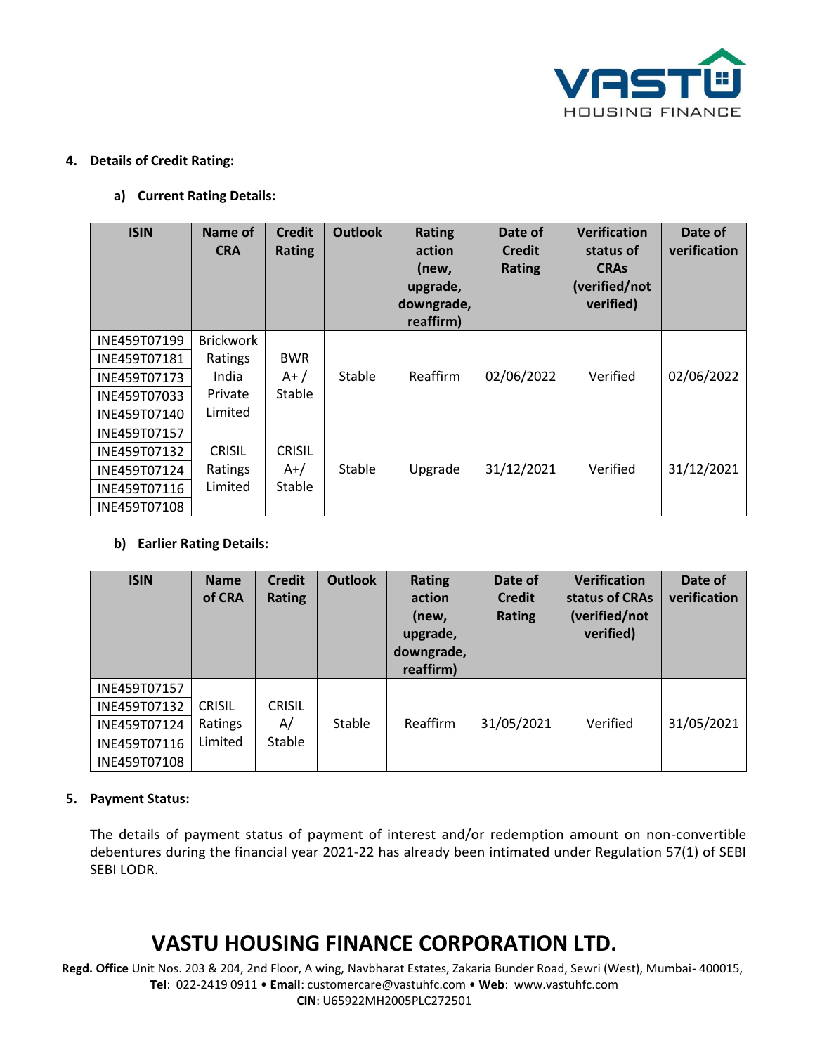**4. Details of Credit Rating:**

**a) Current Rating Details:**

| ISIN | Name of CRA | Credit Rating | Outlook | Rating action (new, upgrade, downgrade, reaffirm) | Date of Credit Rating | Verification status of CRAs (verified/not verified) | Date of verification |
|---|---|---|---|---|---|---|---|
| INE459T07199<br>INE459T07181<br>INE459T07173<br>INE459T07033<br>INE459T07140 | Brickwork Ratings India Private Limited | BWR A+ / Stable | Stable | Reaffirm | 02/06/2022 | Verified | 02/06/2022 |
| INE459T07157<br>INE459T07132<br>INE459T07124<br>INE459T07116<br>INE459T07108 | CRISIL Ratings Limited | CRISIL A+/ Stable | Stable | Upgrade | 31/12/2021 | Verified | 31/12/2021 |

**b) Earlier Rating Details:**

| ISIN | Name of CRA | Credit Rating | Outlook | Rating action (new, upgrade, downgrade, reaffirm) | Date of Credit Rating | Verification status of CRAs (verified/not verified) | Date of verification |
|---|---|---|---|---|---|---|---|
| INE459T07157<br>INE459T07132<br>INE459T07124<br>INE459T07116<br>INE459T07108 | CRISIL Ratings Limited | CRISIL A/ Stable | Stable | Reaffirm | 31/05/2021 | Verified | 31/05/2021 |

**5. Payment Status:**

The details of payment status of payment of interest and/or redemption amount on non-convertible debentures during the financial year 2021-22 has already been intimated under Regulation 57(1) of SEBI SEBI LODR.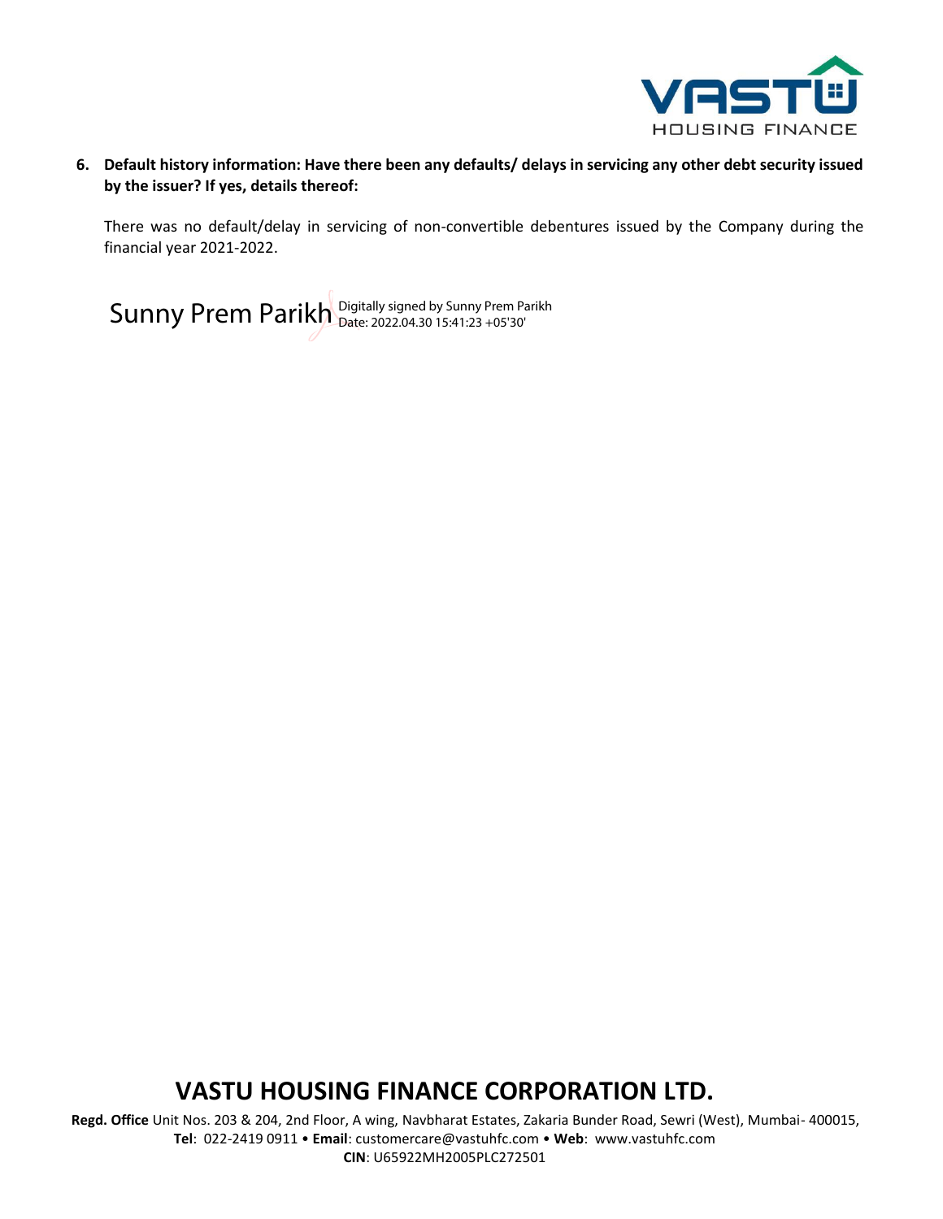6. **Default history information: Have there been any defaults/ delays in servicing any other debt security issued by the issuer? If yes, details thereof:**

   There was no default/delay in servicing of non-convertible debentures issued by the Company during the financial year 2021-2022.

Sunny Prem Parikh Digitally signed by Sunny Prem Parikh
Date: 2022.04.30 15:41:23 +05'30'